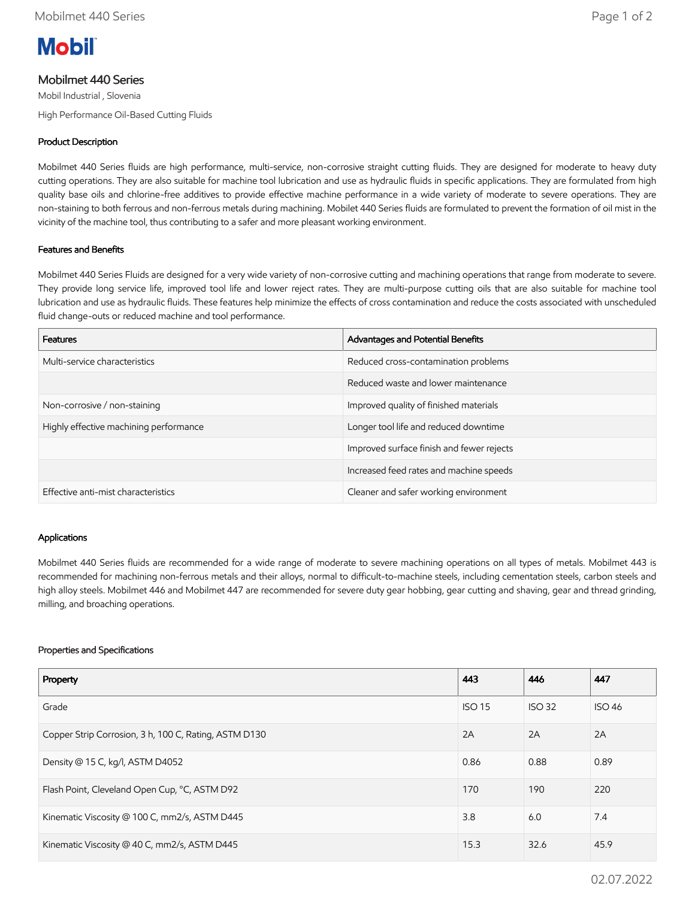# Mobilmet 440 Series

Mobil Industrial , Slovenia

High Performance Oil-Based Cutting Fluids

## Product Description

Mobilmet 440 Series fluids are high performance, multi-service, non-corrosive straight cutting fluids. They are designed for moderate to heavy duty cutting operations. They are also suitable for machine tool lubrication and use as hydraulic fluids in specific applications. They are formulated from high quality base oils and chlorine-free additives to provide effective machine performance in a wide variety of moderate to severe operations. They are non-staining to both ferrous and non-ferrous metals during machining. Mobilet 440 Series fluids are formulated to prevent the formation of oil mist in the vicinity of the machine tool, thus contributing to a safer and more pleasant working environment.

## Features and Benefits

Mobilmet 440 Series Fluids are designed for a very wide variety of non-corrosive cutting and machining operations that range from moderate to severe. They provide long service life, improved tool life and lower reject rates. They are multi-purpose cutting oils that are also suitable for machine tool lubrication and use as hydraulic fluids. These features help minimize the effects of cross contamination and reduce the costs associated with unscheduled fluid change-outs or reduced machine and tool performance.

| Features | Advantages and Potential Benefits |
|---|---|
| Multi-service characteristics | Reduced cross-contamination problems |
| | Reduced waste and lower maintenance |
| Non-corrosive / non-staining | Improved quality of finished materials |
| Highly effective machining performance | Longer tool life and reduced downtime |
| | Improved surface finish and fewer rejects |
| | Increased feed rates and machine speeds |
| Effective anti-mist characteristics | Cleaner and safer working environment |

## Applications

Mobilmet 440 Series fluids are recommended for a wide range of moderate to severe machining operations on all types of metals. Mobilmet 443 is recommended for machining non-ferrous metals and their alloys, normal to difficult-to-machine steels, including cementation steels, carbon steels and high alloy steels. Mobilmet 446 and Mobilmet 447 are recommended for severe duty gear hobbing, gear cutting and shaving, gear and thread grinding, milling, and broaching operations.

## Properties and Specifications

| Property | 443 | 446 | 447 |
|---|---|---|---|
| Grade | ISO 15 | ISO 32 | ISO 46 |
| Copper Strip Corrosion, 3 h, 100 C, Rating, ASTM D130 | 2A | 2A | 2A |
| Density @ 15 C, kg/l, ASTM D4052 | 0.86 | 0.88 | 0.89 |
| Flash Point, Cleveland Open Cup, °C, ASTM D92 | 170 | 190 | 220 |
| Kinematic Viscosity @ 100 C, mm2/s, ASTM D445 | 3.8 | 6.0 | 7.4 |
| Kinematic Viscosity @ 40 C, mm2/s, ASTM D445 | 15.3 | 32.6 | 45.9 |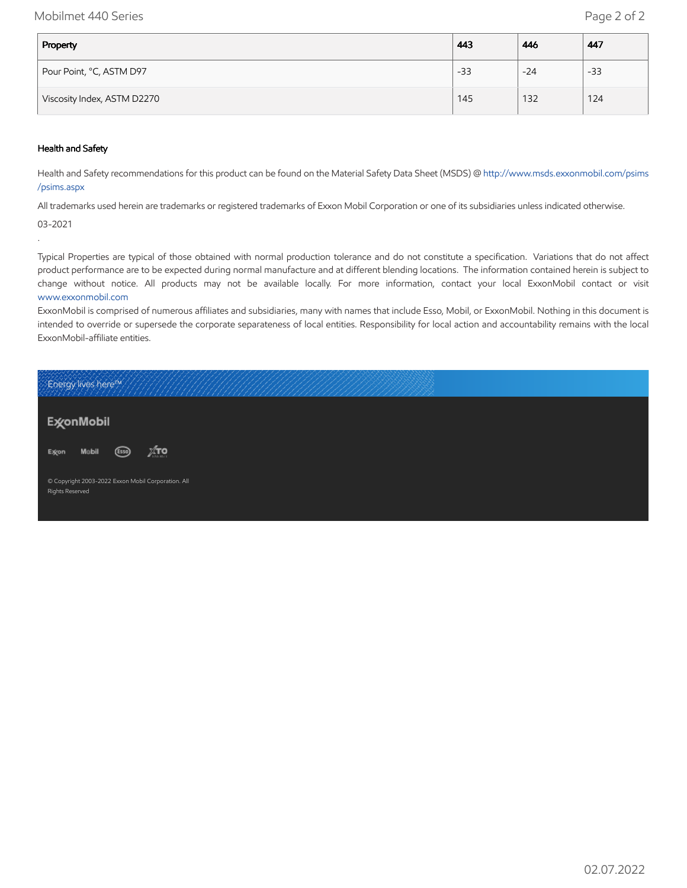| Property | 443 | 446 | 447 |
| --- | --- | --- | --- |
| Pour Point, °C, ASTM D97 | -33 | -24 | -33 |
| Viscosity Index, ASTM D2270 | 145 | 132 | 124 |

### Health and Safety

Health and Safety recommendations for this product can be found on the Material Safety Data Sheet (MSDS) @ http://www.msds.exxonmobil.com/psims/psims.aspx

All trademarks used herein are trademarks or registered trademarks of Exxon Mobil Corporation or one of its subsidiaries unless indicated otherwise.

03-2021

.

Typical Properties are typical of those obtained with normal production tolerance and do not constitute a specification. Variations that do not affect product performance are to be expected during normal manufacture and at different blending locations. The information contained herein is subject to change without notice. All products may not be available locally. For more information, contact your local ExxonMobil contact or visit www.exxonmobil.com

ExxonMobil is comprised of numerous affiliates and subsidiaries, many with names that include Esso, Mobil, or ExxonMobil. Nothing in this document is intended to override or supersede the corporate separateness of local entities. Responsibility for local action and accountability remains with the local ExxonMobil-affiliate entities.

Energy lives here™

ExxonMobil

Exxon Mobil Esso XTO

© Copyright 2003-2022 Exxon Mobil Corporation. All Rights Reserved